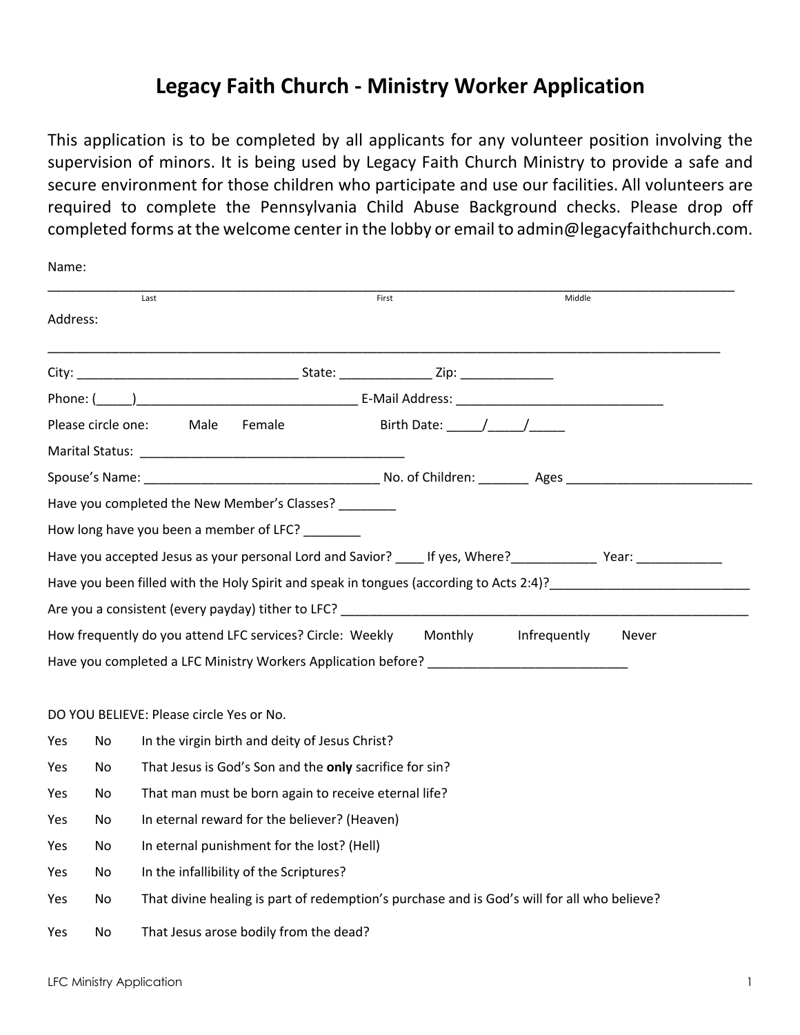# Legacy Faith Church - Ministry Worker Application

This application is to be completed by all applicants for any volunteer position involving the supervision of minors. It is being used by Legacy Faith Church Ministry to provide a safe and secure environment for those children who participate and use our facilities. All volunteers are required to complete the Pennsylvania Child Abuse Background checks. Please drop off completed forms at the welcome center in the lobby or email to admin@legacyfaithchurch.com.

Name:

____________________________________________________________________________________________

Last First Middle

Address:

____________________________________________________________________________________________

City: ______________________________ State: ____________ Zip: ____________

Phone: (_____)______________________________ E-Mail Address: ____________________________

Please circle one: Male Female Birth Date: _____/_____/_____

Marital Status: ___________________________________

Spouse's Name: ______________________________ No. of Children: _______ Ages _________________________

Have you completed the New Member's Classes? ________

How long have you been a member of LFC? ________

Have you accepted Jesus as your personal Lord and Savior? ____ If yes, Where?____________ Year: ____________

Have you been filled with the Holy Spirit and speak in tongues (according to Acts 2:4)?___________________________

Are you a consistent (every payday) tither to LFC? _________________________________________________________

How frequently do you attend LFC services? Circle: Weekly Monthly Infrequently Never

Have you completed a LFC Ministry Workers Application before? ___________________________

DO YOU BELIEVE: Please circle Yes or No.

Yes No In the virgin birth and deity of Jesus Christ?

Yes No That Jesus is God's Son and the **only** sacrifice for sin?

Yes No That man must be born again to receive eternal life?

Yes No In eternal reward for the believer? (Heaven)

Yes No In eternal punishment for the lost? (Hell)

Yes No In the infallibility of the Scriptures?

Yes No That divine healing is part of redemption's purchase and is God's will for all who believe?

Yes No That Jesus arose bodily from the dead?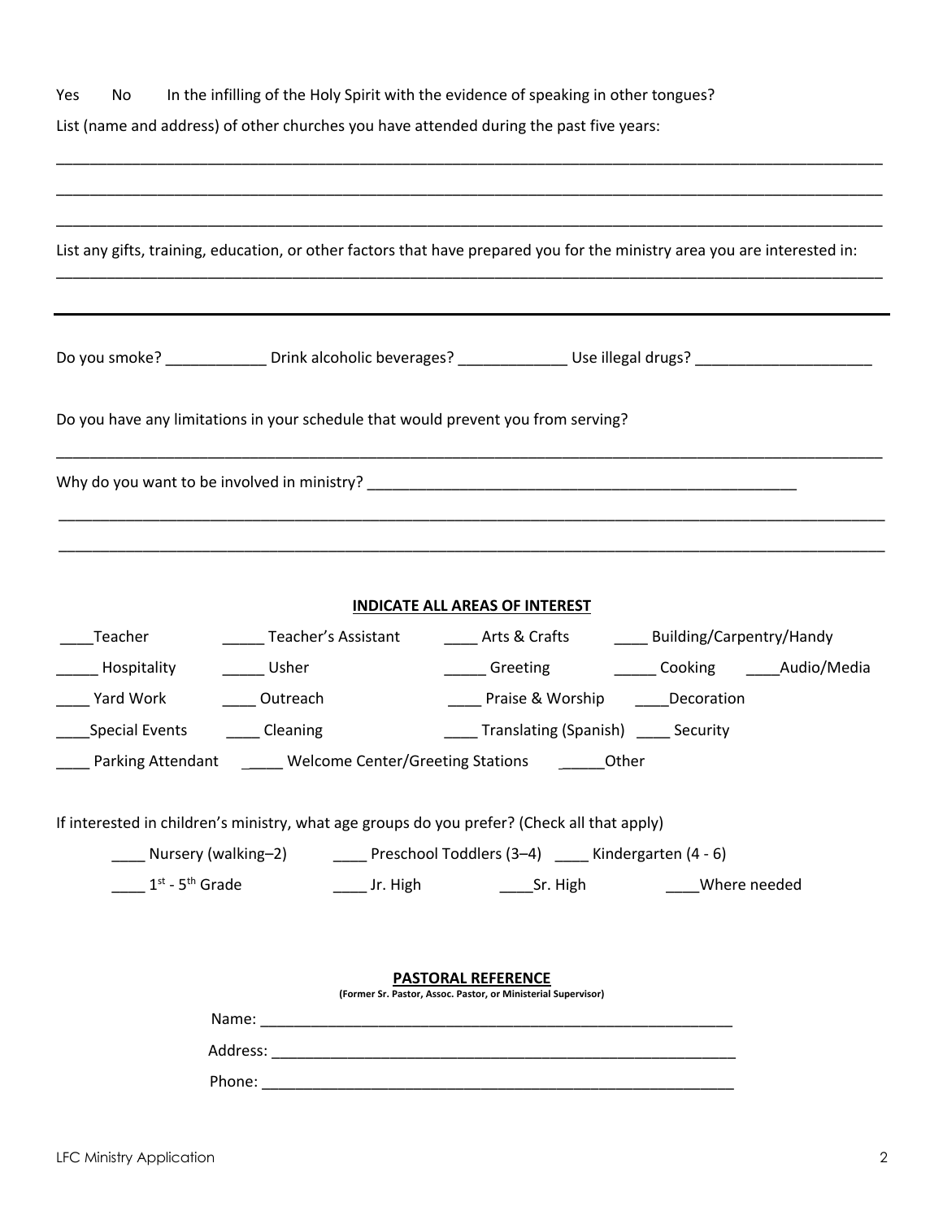Yes  No  In the infilling of the Holy Spirit with the evidence of speaking in other tongues?

List (name and address) of other churches you have attended during the past five years:

_______________________________________________________________________________________________

_______________________________________________________________________________________________

_______________________________________________________________________________________________

List any gifts, training, education, or other factors that have prepared you for the ministry area you are interested in:

_______________________________________________________________________________________________

---

Do you smoke? ____________ Drink alcoholic beverages? _____________ Use illegal drugs? _____________________

Do you have any limitations in your schedule that would prevent you from serving?

_______________________________________________________________________________________________

Why do you want to be involved in ministry? _____________________________________________________

_______________________________________________________________________________________________

_______________________________________________________________________________________________

**INDICATE ALL AREAS OF INTEREST**

____Teacher  _____ Teacher's Assistant  ____ Arts & Crafts  ____ Building/Carpentry/Handy

_____ Hospitality  _____ Usher  _____ Greeting  _____ Cooking  ____Audio/Media

____ Yard Work  ____ Outreach  ____ Praise & Worship  ____Decoration

____Special Events  ____ Cleaning  ____ Translating (Spanish)  ____ Security

____ Parking Attendant  _____ Welcome Center/Greeting Stations  _____Other

If interested in children's ministry, what age groups do you prefer? (Check all that apply)

____ Nursery (walking–2)  ____ Preschool Toddlers (3–4)  ____ Kindergarten (4 - 6)

____ 1st - 5th Grade  ____ Jr. High  ____Sr. High  ____Where needed

**PASTORAL REFERENCE**

**(Former Sr. Pastor, Assoc. Pastor, or Ministerial Supervisor)**

Name: ____________________________________________________________

Address: __________________________________________________________

Phone: ____________________________________________________________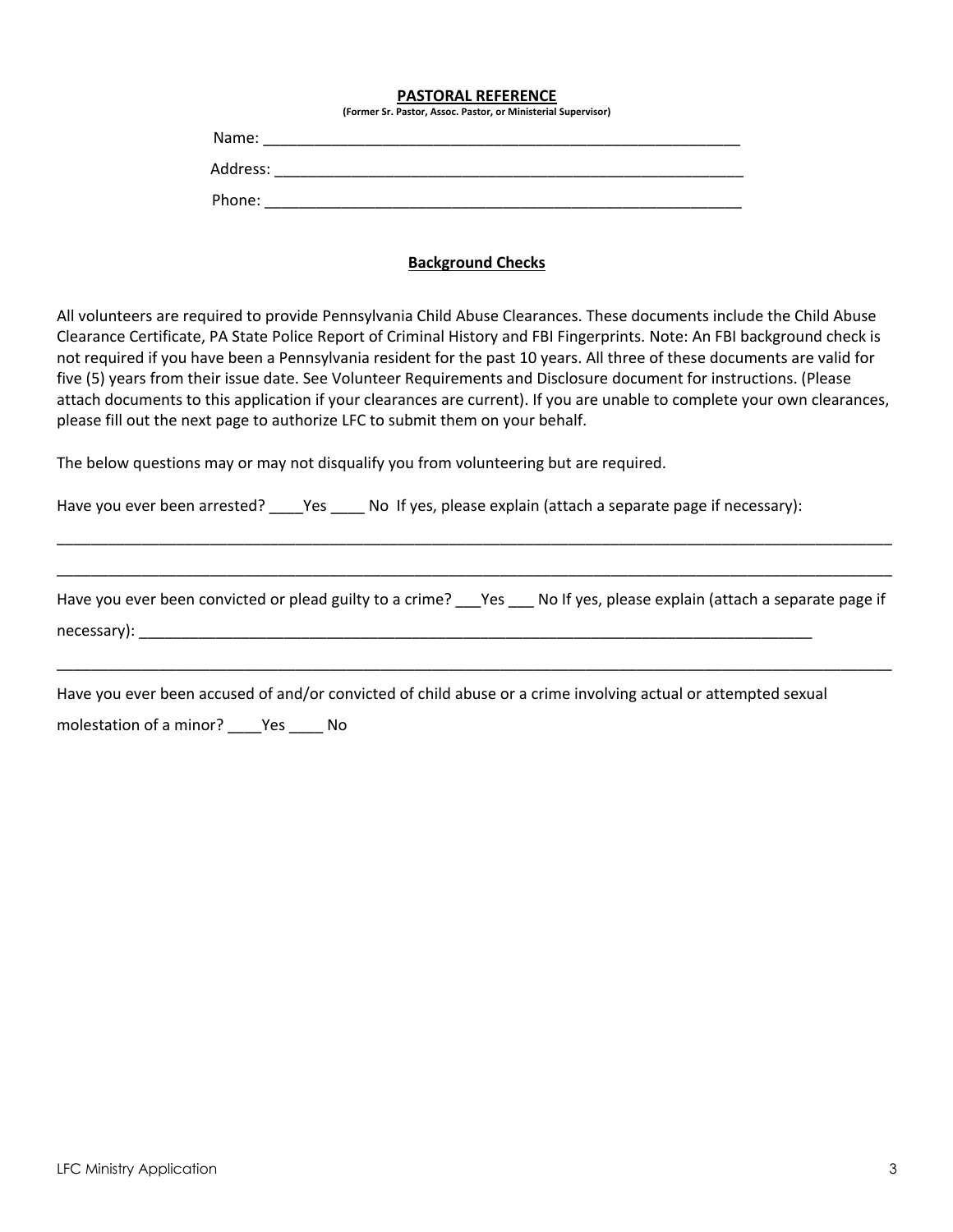## PASTORAL REFERENCE

**(Former Sr. Pastor, Assoc. Pastor, or Ministerial Supervisor)**

Name: ___________________________________________________________

Address: _________________________________________________________

Phone: ___________________________________________________________

## Background Checks

All volunteers are required to provide Pennsylvania Child Abuse Clearances. These documents include the Child Abuse Clearance Certificate, PA State Police Report of Criminal History and FBI Fingerprints. Note: An FBI background check is not required if you have been a Pennsylvania resident for the past 10 years. All three of these documents are valid for five (5) years from their issue date. See Volunteer Requirements and Disclosure document for instructions. (Please attach documents to this application if your clearances are current). If you are unable to complete your own clearances, please fill out the next page to authorize LFC to submit them on your behalf.

The below questions may or may not disqualify you from volunteering but are required.

Have you ever been arrested? ____Yes ____ No If yes, please explain (attach a separate page if necessary):

_____________________________________________________________________________________________

_____________________________________________________________________________________________

Have you ever been convicted or plead guilty to a crime? ___Yes ___ No If yes, please explain (attach a separate page if necessary): ________________________________________________________________________

_____________________________________________________________________________________________

Have you ever been accused of and/or convicted of child abuse or a crime involving actual or attempted sexual molestation of a minor? ____Yes ____ No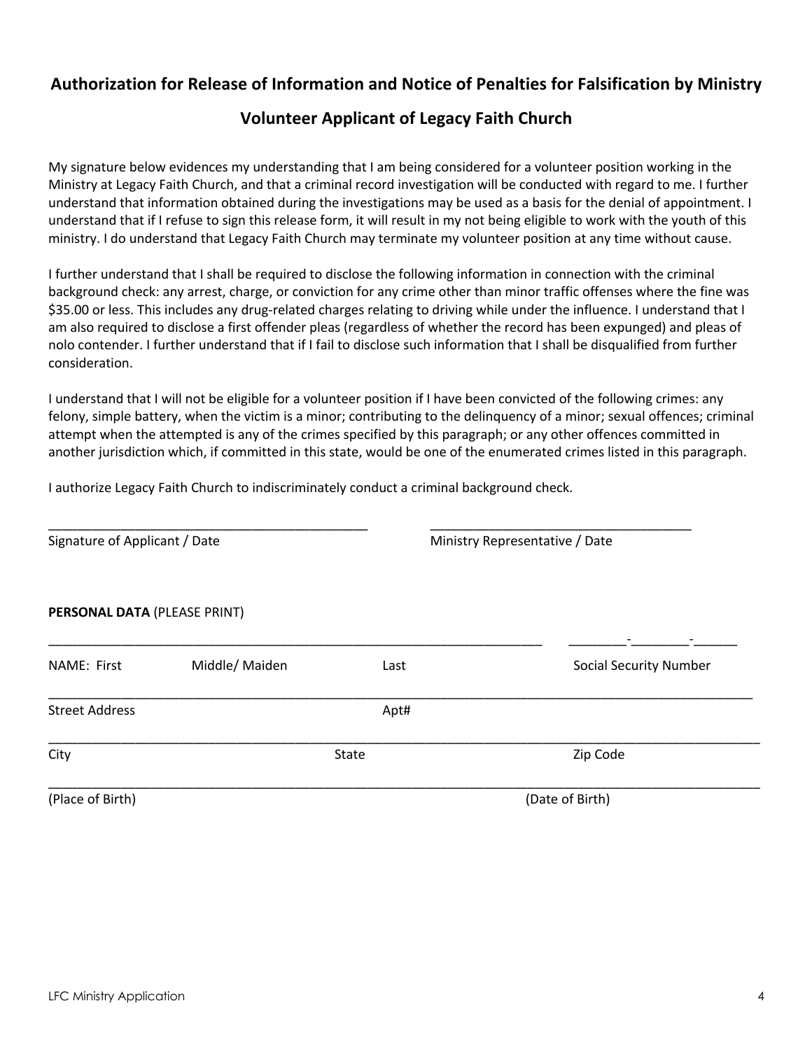## Authorization for Release of Information and Notice of Penalties for Falsification by Ministry Volunteer Applicant of Legacy Faith Church

My signature below evidences my understanding that I am being considered for a volunteer position working in the Ministry at Legacy Faith Church, and that a criminal record investigation will be conducted with regard to me. I further understand that information obtained during the investigations may be used as a basis for the denial of appointment. I understand that if I refuse to sign this release form, it will result in my not being eligible to work with the youth of this ministry. I do understand that Legacy Faith Church may terminate my volunteer position at any time without cause.

I further understand that I shall be required to disclose the following information in connection with the criminal background check: any arrest, charge, or conviction for any crime other than minor traffic offenses where the fine was $35.00 or less. This includes any drug-related charges relating to driving while under the influence. I understand that I am also required to disclose a first offender pleas (regardless of whether the record has been expunged) and pleas of nolo contender. I further understand that if I fail to disclose such information that I shall be disqualified from further consideration.

I understand that I will not be eligible for a volunteer position if I have been convicted of the following crimes: any felony, simple battery, when the victim is a minor; contributing to the delinquency of a minor; sexual offences; criminal attempt when the attempted is any of the crimes specified by this paragraph; or any other offences committed in another jurisdiction which, if committed in this state, would be one of the enumerated crimes listed in this paragraph.

I authorize Legacy Faith Church to indiscriminately conduct a criminal background check.

_____________________________________________ &nbsp;&nbsp;&nbsp;&nbsp; ____________________________________

Signature of Applicant / Date &nbsp;&nbsp;&nbsp;&nbsp; Ministry Representative / Date

**PERSONAL DATA** (PLEASE PRINT)

______________________________________________________________________ &nbsp;&nbsp;&nbsp;&nbsp; ________-________-______

NAME: First &nbsp;&nbsp;&nbsp;&nbsp; Middle/ Maiden &nbsp;&nbsp;&nbsp;&nbsp; Last &nbsp;&nbsp;&nbsp;&nbsp; Social Security Number

__________________________________________________________________________________________________

Street Address &nbsp;&nbsp;&nbsp;&nbsp; Apt#

__________________________________________________________________________________________________

City &nbsp;&nbsp;&nbsp;&nbsp; State &nbsp;&nbsp;&nbsp;&nbsp; Zip Code

__________________________________________________________________________________________________

(Place of Birth) &nbsp;&nbsp;&nbsp;&nbsp; (Date of Birth)